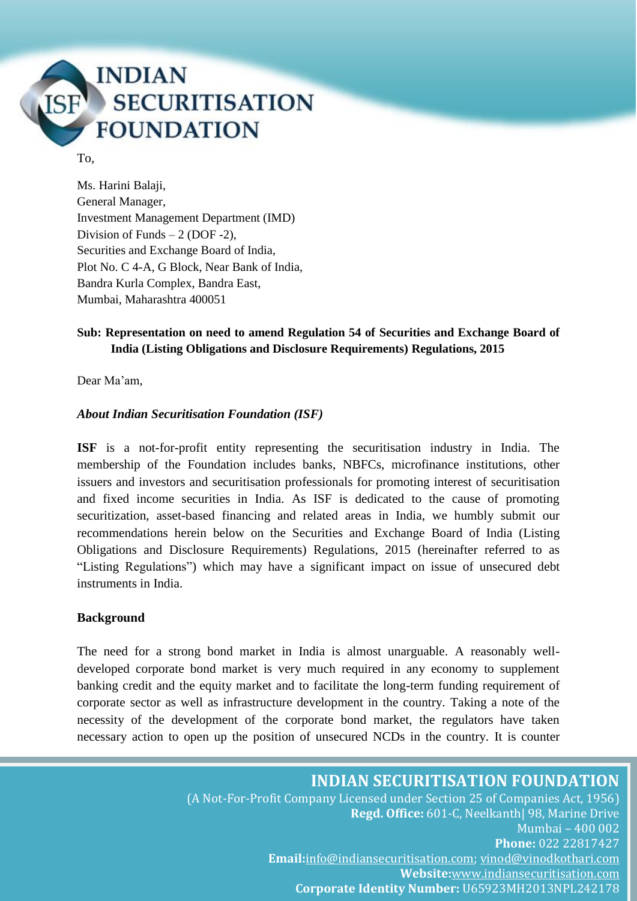To,

Ms. Harini Balaji,
General Manager,
Investment Management Department (IMD)
Division of Funds – 2 (DOF -2),
Securities and Exchange Board of India,
Plot No. C 4-A, G Block, Near Bank of India,
Bandra Kurla Complex, Bandra East,
Mumbai, Maharashtra 400051

**Sub: Representation on need to amend Regulation 54 of Securities and Exchange Board of India (Listing Obligations and Disclosure Requirements) Regulations, 2015**

Dear Ma'am,

***About Indian Securitisation Foundation (ISF)***

**ISF** is a not-for-profit entity representing the securitisation industry in India. The membership of the Foundation includes banks, NBFCs, microfinance institutions, other issuers and investors and securitisation professionals for promoting interest of securitisation and fixed income securities in India. As ISF is dedicated to the cause of promoting securitization, asset-based financing and related areas in India, we humbly submit our recommendations herein below on the Securities and Exchange Board of India (Listing Obligations and Disclosure Requirements) Regulations, 2015 (hereinafter referred to as "Listing Regulations") which may have a significant impact on issue of unsecured debt instruments in India.

**Background**

The need for a strong bond market in India is almost unarguable. A reasonably well-developed corporate bond market is very much required in any economy to supplement banking credit and the equity market and to facilitate the long-term funding requirement of corporate sector as well as infrastructure development in the country. Taking a note of the necessity of the development of the corporate bond market, the regulators have taken necessary action to open up the position of unsecured NCDs in the country. It is counter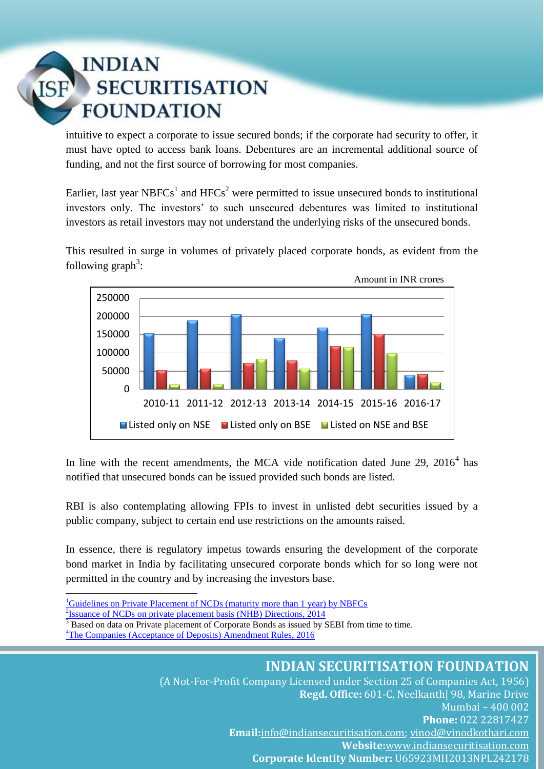intuitive to expect a corporate to issue secured bonds; if the corporate had security to offer, it must have opted to access bank loans. Debentures are an incremental additional source of funding, and not the first source of borrowing for most companies.

Earlier, last year NBFCs[1] and HFCs[2] were permitted to issue unsecured bonds to institutional investors only. The investors' to such unsecured debentures was limited to institutional investors as retail investors may not understand the underlying risks of the unsecured bonds.

This resulted in surge in volumes of privately placed corporate bonds, as evident from the following graph[3]:

Amount in INR crores

In line with the recent amendments, the MCA vide notification dated June 29, 2016[4] has notified that unsecured bonds can be issued provided such bonds are listed.

RBI is also contemplating allowing FPIs to invest in unlisted debt securities issued by a public company, subject to certain end use restrictions on the amounts raised.

In essence, there is regulatory impetus towards ensuring the development of the corporate bond market in India by facilitating unsecured corporate bonds which for so long were not permitted in the country and by increasing the investors base.

---

[1] Guidelines on Private Placement of NCDs (maturity more than 1 year) by NBFCs

[2] Issuance of NCDs on private placement basis (NHB) Directions, 2014

[3] Based on data on Private placement of Corporate Bonds as issued by SEBI from time to time.

[4] The Companies (Acceptance of Deposits) Amendment Rules, 2016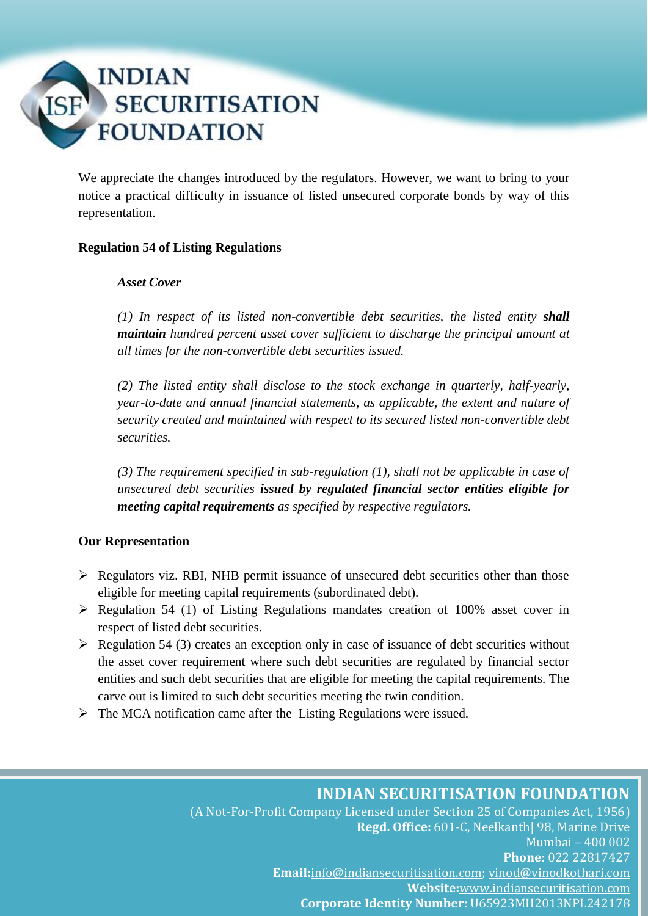We appreciate the changes introduced by the regulators. However, we want to bring to your notice a practical difficulty in issuance of listed unsecured corporate bonds by way of this representation.

**Regulation 54 of Listing Regulations**

> ***Asset Cover***
>
> *(1) In respect of its listed non-convertible debt securities, the listed entity **shall maintain** hundred percent asset cover sufficient to discharge the principal amount at all times for the non-convertible debt securities issued.*
>
> *(2) The listed entity shall disclose to the stock exchange in quarterly, half-yearly, year-to-date and annual financial statements, as applicable, the extent and nature of security created and maintained with respect to its secured listed non-convertible debt securities.*
>
> *(3) The requirement specified in sub-regulation (1), shall not be applicable in case of unsecured debt securities **issued by regulated financial sector entities eligible for meeting capital requirements** as specified by respective regulators.*

**Our Representation**

- Regulators viz. RBI, NHB permit issuance of unsecured debt securities other than those eligible for meeting capital requirements (subordinated debt).
- Regulation 54 (1) of Listing Regulations mandates creation of 100% asset cover in respect of listed debt securities.
- Regulation 54 (3) creates an exception only in case of issuance of debt securities without the asset cover requirement where such debt securities are regulated by financial sector entities and such debt securities that are eligible for meeting the capital requirements. The carve out is limited to such debt securities meeting the twin condition.
- The MCA notification came after the Listing Regulations were issued.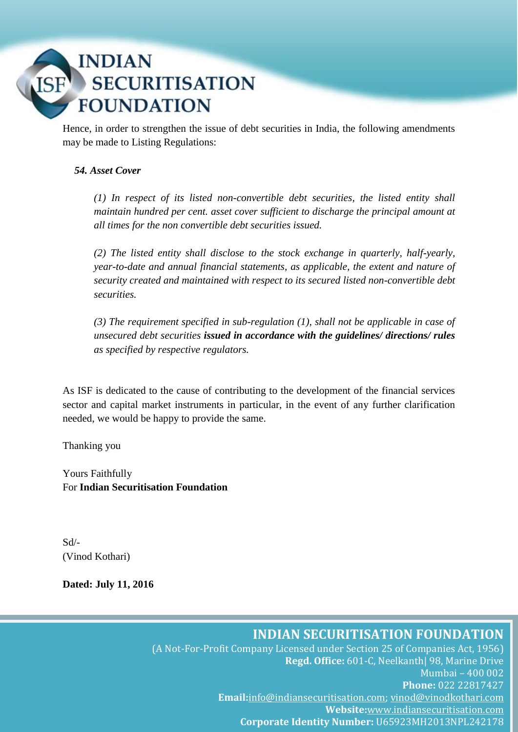Hence, in order to strengthen the issue of debt securities in India, the following amendments may be made to Listing Regulations:

***54. Asset Cover***

> *(1) In respect of its listed non-convertible debt securities, the listed entity shall maintain hundred per cent. asset cover sufficient to discharge the principal amount at all times for the non convertible debt securities issued.*
>
> *(2) The listed entity shall disclose to the stock exchange in quarterly, half-yearly, year-to-date and annual financial statements, as applicable, the extent and nature of security created and maintained with respect to its secured listed non-convertible debt securities.*
>
> *(3) The requirement specified in sub-regulation (1), shall not be applicable in case of unsecured debt securities* ***issued in accordance with the guidelines/ directions/ rules*** *as specified by respective regulators.*

As ISF is dedicated to the cause of contributing to the development of the financial services sector and capital market instruments in particular, in the event of any further clarification needed, we would be happy to provide the same.

Thanking you

Yours Faithfully
For **Indian Securitisation Foundation**

Sd/-
(Vinod Kothari)

**Dated: July 11, 2016**

**INDIAN SECURITISATION FOUNDATION**
(A Not-For-Profit Company Licensed under Section 25 of Companies Act, 1956)
**Regd. Office:** 601-C, Neelkanth| 98, Marine Drive
Mumbai – 400 002
**Phone:** 022 22817427
**Email:** info@indiansecuritisation.com; vinod@vinodkothari.com
**Website:** www.indiansecuritisation.com
**Corporate Identity Number:** U65923MH2013NPL242178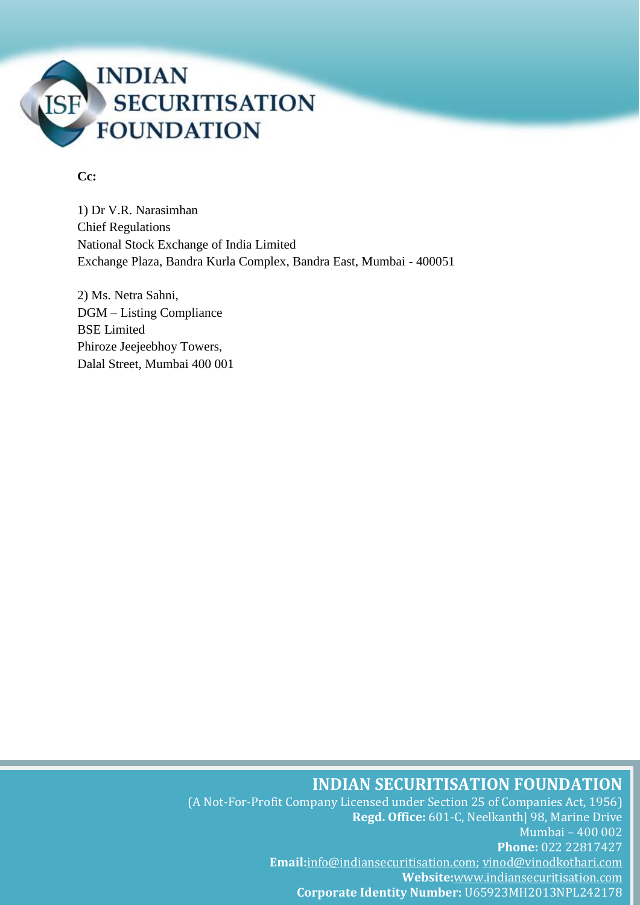**Cc:**

1) Dr V.R. Narasimhan
Chief Regulations
National Stock Exchange of India Limited
Exchange Plaza, Bandra Kurla Complex, Bandra East, Mumbai - 400051

2) Ms. Netra Sahni,
DGM – Listing Compliance
BSE Limited
Phiroze Jeejeebhoy Towers,
Dalal Street, Mumbai 400 001